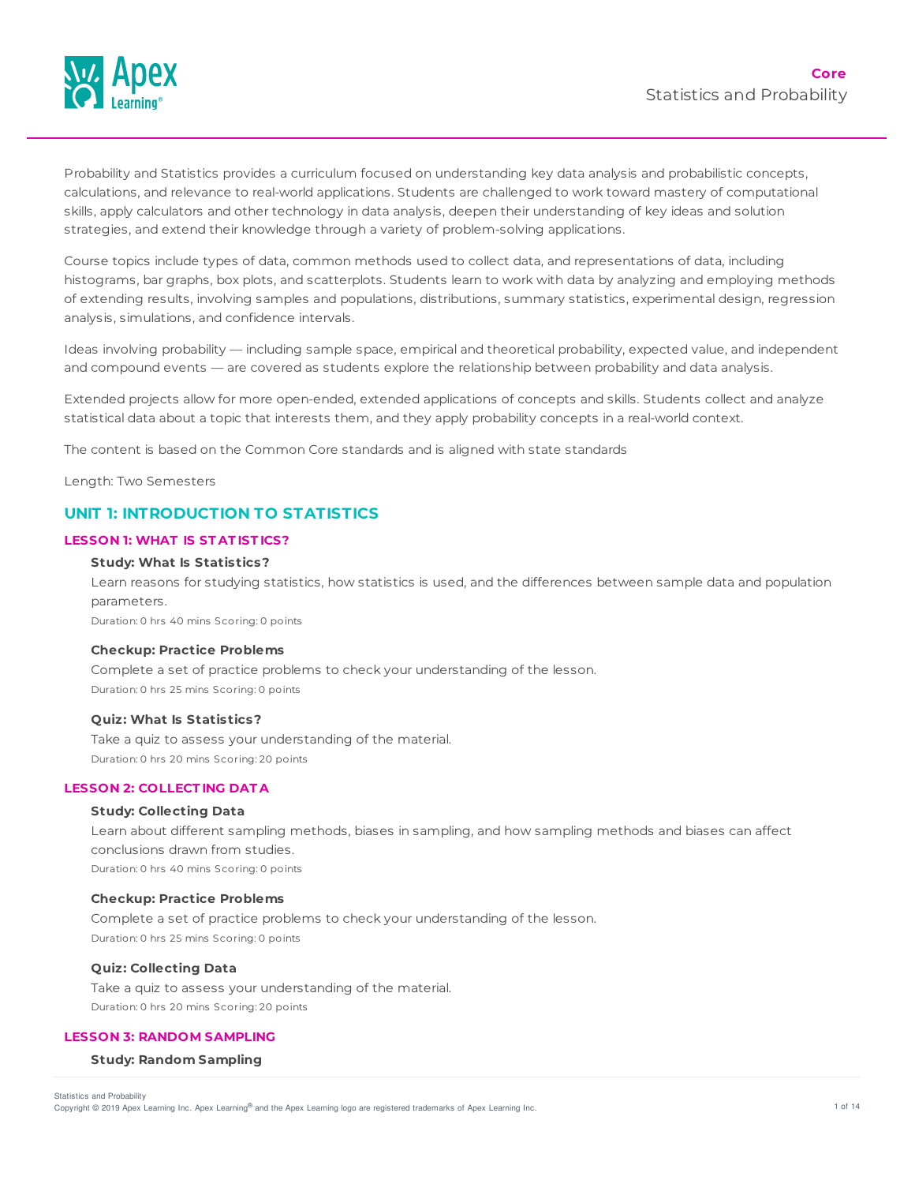Probability and Statistics provides a curriculum focused on understanding key data analysis and probabilistic concepts, calculations, and relevance to real-world applications. Students are challenged to work toward mastery of computational skills, apply calculators and other technology in data analysis, deepen their understanding of key ideas and solution strategies, and extend their knowledge through a variety of problem-solving applications.

Course topics include types of data, common methods used to collect data, and representations of data, including histograms, bar graphs, box plots, and scatterplots. Students learn to work with data by analyzing and employing methods of extending results, involving samples and populations, distributions, summary statistics, experimental design, regression analysis, simulations, and confidence intervals.

Ideas involving probability — including sample space, empirical and theoretical probability, expected value, and independent and compound events — are covered as students explore the relationship between probability and data analysis.

Extended projects allow for more open-ended, extended applications of concepts and skills. Students collect and analyze statistical data about a topic that interests them, and they apply probability concepts in a real-world context.

The content is based on the Common Core standards and is aligned with state standards

Length: Two Semesters

## UNIT 1: INTRODUCTION TO STATISTICS

### LESSON 1: WHAT IS STATISTICS?

**Study: What Is Statistics?**

Learn reasons for studying statistics, how statistics is used, and the differences between sample data and population parameters.

Duration: 0 hrs 40 mins Scoring: 0 points

**Checkup: Practice Problems**

Complete a set of practice problems to check your understanding of the lesson.

Duration: 0 hrs 25 mins Scoring: 0 points

**Quiz: What Is Statistics?**

Take a quiz to assess your understanding of the material.

Duration: 0 hrs 20 mins Scoring: 20 points

### LESSON 2: COLLECTING DATA

**Study: Collecting Data**

Learn about different sampling methods, biases in sampling, and how sampling methods and biases can affect conclusions drawn from studies.

Duration: 0 hrs 40 mins Scoring: 0 points

**Checkup: Practice Problems**

Complete a set of practice problems to check your understanding of the lesson.

Duration: 0 hrs 25 mins Scoring: 0 points

**Quiz: Collecting Data**

Take a quiz to assess your understanding of the material.

Duration: 0 hrs 20 mins Scoring: 20 points

### LESSON 3: RANDOM SAMPLING

**Study: Random Sampling**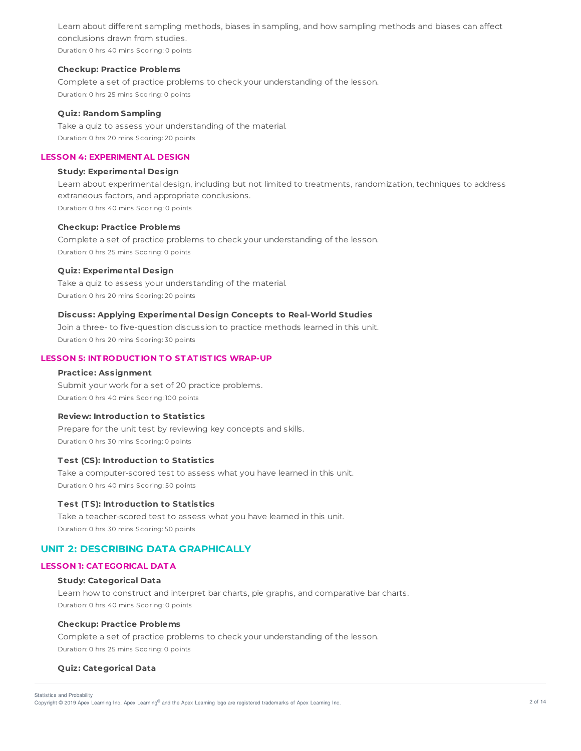Learn about different sampling methods, biases in sampling, and how sampling methods and biases can affect conclusions drawn from studies.

Duration: 0 hrs 40 mins Scoring: 0 points

**Checkup: Practice Problems**

Complete a set of practice problems to check your understanding of the lesson.

Duration: 0 hrs 25 mins Scoring: 0 points

**Quiz: Random Sampling**

Take a quiz to assess your understanding of the material.

Duration: 0 hrs 20 mins Scoring: 20 points

### LESSON 4: EXPERIMENTAL DESIGN

**Study: Experimental Design**

Learn about experimental design, including but not limited to treatments, randomization, techniques to address extraneous factors, and appropriate conclusions.

Duration: 0 hrs 40 mins Scoring: 0 points

**Checkup: Practice Problems**

Complete a set of practice problems to check your understanding of the lesson.

Duration: 0 hrs 25 mins Scoring: 0 points

**Quiz: Experimental Design**

Take a quiz to assess your understanding of the material.

Duration: 0 hrs 20 mins Scoring: 20 points

**Discuss: Applying Experimental Design Concepts to Real-World Studies**

Join a three- to five-question discussion to practice methods learned in this unit.

Duration: 0 hrs 20 mins Scoring: 30 points

### LESSON 5: INTRODUCTION TO STATISTICS WRAP-UP

**Practice: Assignment**

Submit your work for a set of 20 practice problems.

Duration: 0 hrs 40 mins Scoring: 100 points

**Review: Introduction to Statistics**

Prepare for the unit test by reviewing key concepts and skills.

Duration: 0 hrs 30 mins Scoring: 0 points

**Test (CS): Introduction to Statistics**

Take a computer-scored test to assess what you have learned in this unit.

Duration: 0 hrs 40 mins Scoring: 50 points

**Test (TS): Introduction to Statistics**

Take a teacher-scored test to assess what you have learned in this unit.

Duration: 0 hrs 30 mins Scoring: 50 points

## UNIT 2: DESCRIBING DATA GRAPHICALLY

### LESSON 1: CATEGORICAL DATA

**Study: Categorical Data**

Learn how to construct and interpret bar charts, pie graphs, and comparative bar charts.

Duration: 0 hrs 40 mins Scoring: 0 points

**Checkup: Practice Problems**

Complete a set of practice problems to check your understanding of the lesson.

Duration: 0 hrs 25 mins Scoring: 0 points

**Quiz: Categorical Data**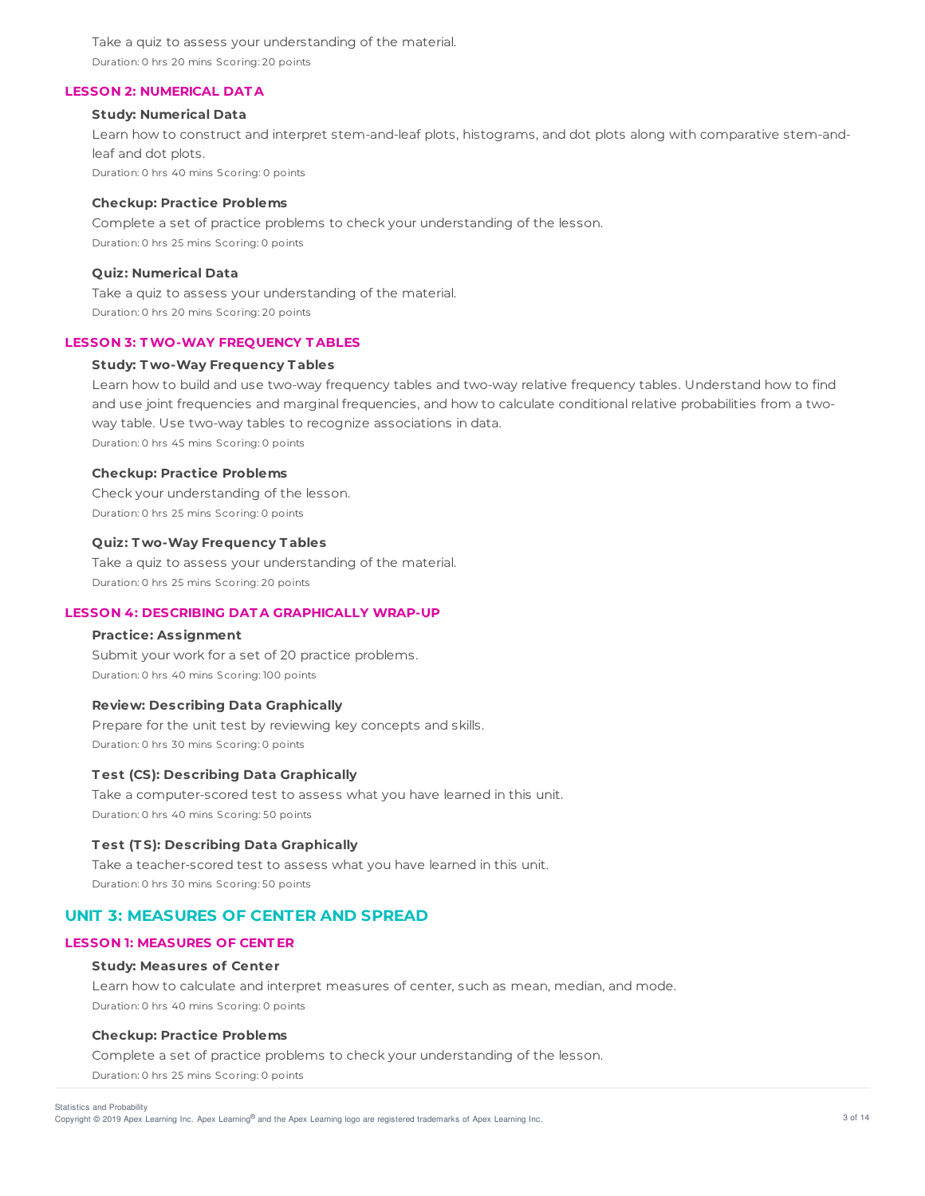Take a quiz to assess your understanding of the material.

Duration: 0 hrs 20 mins Scoring: 20 points

### LESSON 2: NUMERICAL DATA

**Study: Numerical Data**

Learn how to construct and interpret stem-and-leaf plots, histograms, and dot plots along with comparative stem-and-leaf and dot plots.

Duration: 0 hrs 40 mins Scoring: 0 points

**Checkup: Practice Problems**

Complete a set of practice problems to check your understanding of the lesson.

Duration: 0 hrs 25 mins Scoring: 0 points

**Quiz: Numerical Data**

Take a quiz to assess your understanding of the material.

Duration: 0 hrs 20 mins Scoring: 20 points

### LESSON 3: TWO-WAY FREQUENCY TABLES

**Study: Two-Way Frequency Tables**

Learn how to build and use two-way frequency tables and two-way relative frequency tables. Understand how to find and use joint frequencies and marginal frequencies, and how to calculate conditional relative probabilities from a two-way table. Use two-way tables to recognize associations in data.

Duration: 0 hrs 45 mins Scoring: 0 points

**Checkup: Practice Problems**

Check your understanding of the lesson.

Duration: 0 hrs 25 mins Scoring: 0 points

**Quiz: Two-Way Frequency Tables**

Take a quiz to assess your understanding of the material.

Duration: 0 hrs 25 mins Scoring: 20 points

### LESSON 4: DESCRIBING DATA GRAPHICALLY WRAP-UP

**Practice: Assignment**

Submit your work for a set of 20 practice problems.

Duration: 0 hrs 40 mins Scoring: 100 points

**Review: Describing Data Graphically**

Prepare for the unit test by reviewing key concepts and skills.

Duration: 0 hrs 30 mins Scoring: 0 points

**Test (CS): Describing Data Graphically**

Take a computer-scored test to assess what you have learned in this unit.

Duration: 0 hrs 40 mins Scoring: 50 points

**Test (TS): Describing Data Graphically**

Take a teacher-scored test to assess what you have learned in this unit.

Duration: 0 hrs 30 mins Scoring: 50 points

## UNIT 3: MEASURES OF CENTER AND SPREAD

### LESSON 1: MEASURES OF CENTER

**Study: Measures of Center**

Learn how to calculate and interpret measures of center, such as mean, median, and mode.

Duration: 0 hrs 40 mins Scoring: 0 points

**Checkup: Practice Problems**

Complete a set of practice problems to check your understanding of the lesson.

Duration: 0 hrs 25 mins Scoring: 0 points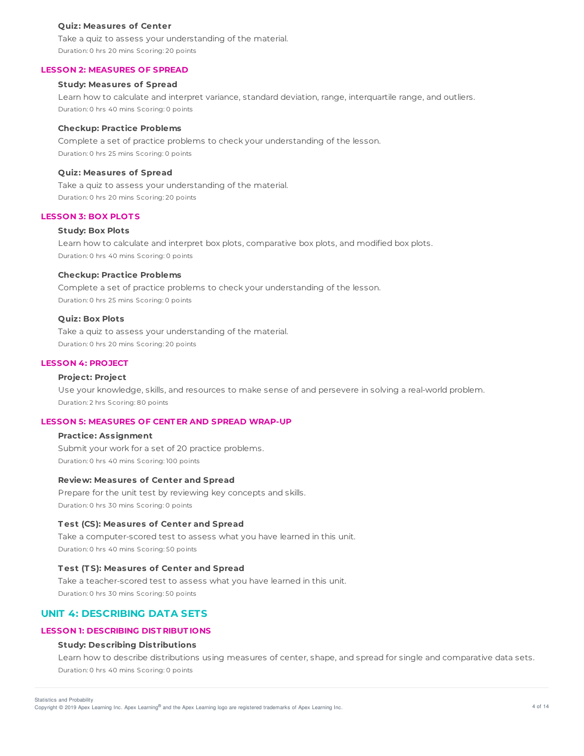**Quiz: Measures of Center**

Take a quiz to assess your understanding of the material.

Duration: 0 hrs 20 mins Scoring: 20 points

### LESSON 2: MEASURES OF SPREAD

**Study: Measures of Spread**

Learn how to calculate and interpret variance, standard deviation, range, interquartile range, and outliers.

Duration: 0 hrs 40 mins Scoring: 0 points

**Checkup: Practice Problems**

Complete a set of practice problems to check your understanding of the lesson.

Duration: 0 hrs 25 mins Scoring: 0 points

**Quiz: Measures of Spread**

Take a quiz to assess your understanding of the material.

Duration: 0 hrs 20 mins Scoring: 20 points

### LESSON 3: BOX PLOTS

**Study: Box Plots**

Learn how to calculate and interpret box plots, comparative box plots, and modified box plots.

Duration: 0 hrs 40 mins Scoring: 0 points

**Checkup: Practice Problems**

Complete a set of practice problems to check your understanding of the lesson.

Duration: 0 hrs 25 mins Scoring: 0 points

**Quiz: Box Plots**

Take a quiz to assess your understanding of the material.

Duration: 0 hrs 20 mins Scoring: 20 points

### LESSON 4: PROJECT

**Project: Project**

Use your knowledge, skills, and resources to make sense of and persevere in solving a real-world problem.

Duration: 2 hrs Scoring: 80 points

### LESSON 5: MEASURES OF CENTER AND SPREAD WRAP-UP

**Practice: Assignment**

Submit your work for a set of 20 practice problems.

Duration: 0 hrs 40 mins Scoring: 100 points

**Review: Measures of Center and Spread**

Prepare for the unit test by reviewing key concepts and skills.

Duration: 0 hrs 30 mins Scoring: 0 points

**Test (CS): Measures of Center and Spread**

Take a computer-scored test to assess what you have learned in this unit.

Duration: 0 hrs 40 mins Scoring: 50 points

**Test (TS): Measures of Center and Spread**

Take a teacher-scored test to assess what you have learned in this unit.

Duration: 0 hrs 30 mins Scoring: 50 points

## UNIT 4: DESCRIBING DATA SETS

### LESSON 1: DESCRIBING DISTRIBUTIONS

**Study: Describing Distributions**

Learn how to describe distributions using measures of center, shape, and spread for single and comparative data sets.

Duration: 0 hrs 40 mins Scoring: 0 points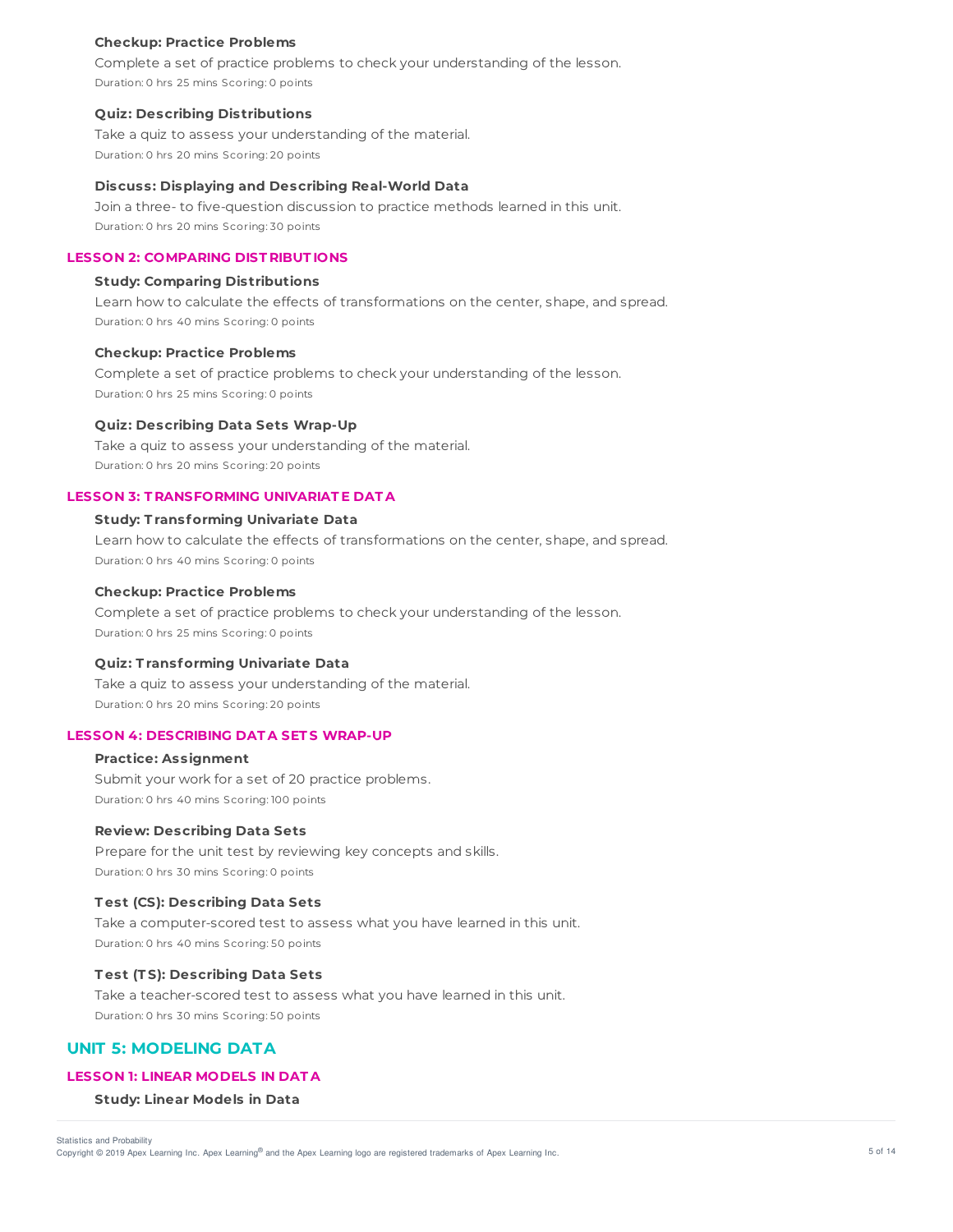#### Checkup: Practice Problems

Complete a set of practice problems to check your understanding of the lesson.

Duration: 0 hrs 25 mins Scoring: 0 points

#### Quiz: Describing Distributions

Take a quiz to assess your understanding of the material.

Duration: 0 hrs 20 mins Scoring: 20 points

#### Discuss: Displaying and Describing Real-World Data

Join a three- to five-question discussion to practice methods learned in this unit.

Duration: 0 hrs 20 mins Scoring: 30 points

### LESSON 2: COMPARING DISTRIBUTIONS

#### Study: Comparing Distributions

Learn how to calculate the effects of transformations on the center, shape, and spread.

Duration: 0 hrs 40 mins Scoring: 0 points

#### Checkup: Practice Problems

Complete a set of practice problems to check your understanding of the lesson.

Duration: 0 hrs 25 mins Scoring: 0 points

#### Quiz: Describing Data Sets Wrap-Up

Take a quiz to assess your understanding of the material.

Duration: 0 hrs 20 mins Scoring: 20 points

### LESSON 3: TRANSFORMING UNIVARIATE DATA

#### Study: Transforming Univariate Data

Learn how to calculate the effects of transformations on the center, shape, and spread.

Duration: 0 hrs 40 mins Scoring: 0 points

#### Checkup: Practice Problems

Complete a set of practice problems to check your understanding of the lesson.

Duration: 0 hrs 25 mins Scoring: 0 points

#### Quiz: Transforming Univariate Data

Take a quiz to assess your understanding of the material.

Duration: 0 hrs 20 mins Scoring: 20 points

### LESSON 4: DESCRIBING DATA SETS WRAP-UP

#### Practice: Assignment

Submit your work for a set of 20 practice problems.

Duration: 0 hrs 40 mins Scoring: 100 points

#### Review: Describing Data Sets

Prepare for the unit test by reviewing key concepts and skills.

Duration: 0 hrs 30 mins Scoring: 0 points

#### Test (CS): Describing Data Sets

Take a computer-scored test to assess what you have learned in this unit.

Duration: 0 hrs 40 mins Scoring: 50 points

#### Test (TS): Describing Data Sets

Take a teacher-scored test to assess what you have learned in this unit.

Duration: 0 hrs 30 mins Scoring: 50 points

## UNIT 5: MODELING DATA

### LESSON 1: LINEAR MODELS IN DATA

#### Study: Linear Models in Data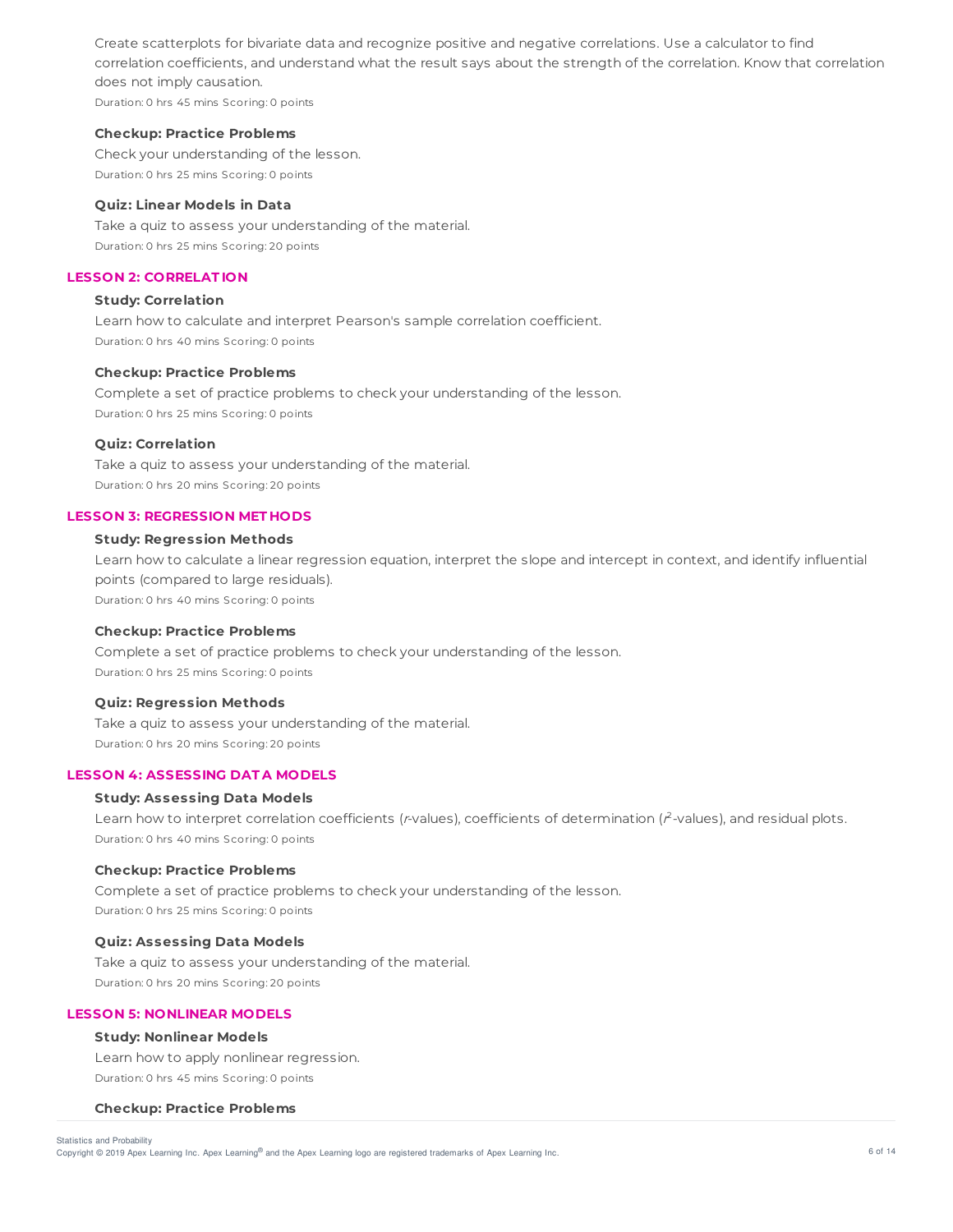Create scatterplots for bivariate data and recognize positive and negative correlations. Use a calculator to find correlation coefficients, and understand what the result says about the strength of the correlation. Know that correlation does not imply causation.

Duration: 0 hrs 45 mins Scoring: 0 points

**Checkup: Practice Problems**

Check your understanding of the lesson.

Duration: 0 hrs 25 mins Scoring: 0 points

**Quiz: Linear Models in Data**

Take a quiz to assess your understanding of the material.

Duration: 0 hrs 25 mins Scoring: 20 points

### LESSON 2: CORRELATION

**Study: Correlation**

Learn how to calculate and interpret Pearson's sample correlation coefficient.

Duration: 0 hrs 40 mins Scoring: 0 points

**Checkup: Practice Problems**

Complete a set of practice problems to check your understanding of the lesson.

Duration: 0 hrs 25 mins Scoring: 0 points

**Quiz: Correlation**

Take a quiz to assess your understanding of the material.

Duration: 0 hrs 20 mins Scoring: 20 points

### LESSON 3: REGRESSION METHODS

**Study: Regression Methods**

Learn how to calculate a linear regression equation, interpret the slope and intercept in context, and identify influential points (compared to large residuals).

Duration: 0 hrs 40 mins Scoring: 0 points

**Checkup: Practice Problems**

Complete a set of practice problems to check your understanding of the lesson.

Duration: 0 hrs 25 mins Scoring: 0 points

**Quiz: Regression Methods**

Take a quiz to assess your understanding of the material.

Duration: 0 hrs 20 mins Scoring: 20 points

### LESSON 4: ASSESSING DATA MODELS

**Study: Assessing Data Models**

Learn how to interpret correlation coefficients ($r$-values), coefficients of determination ($r^2$-values), and residual plots.

Duration: 0 hrs 40 mins Scoring: 0 points

**Checkup: Practice Problems**

Complete a set of practice problems to check your understanding of the lesson.

Duration: 0 hrs 25 mins Scoring: 0 points

**Quiz: Assessing Data Models**

Take a quiz to assess your understanding of the material.

Duration: 0 hrs 20 mins Scoring: 20 points

### LESSON 5: NONLINEAR MODELS

**Study: Nonlinear Models**

Learn how to apply nonlinear regression.

Duration: 0 hrs 45 mins Scoring: 0 points

**Checkup: Practice Problems**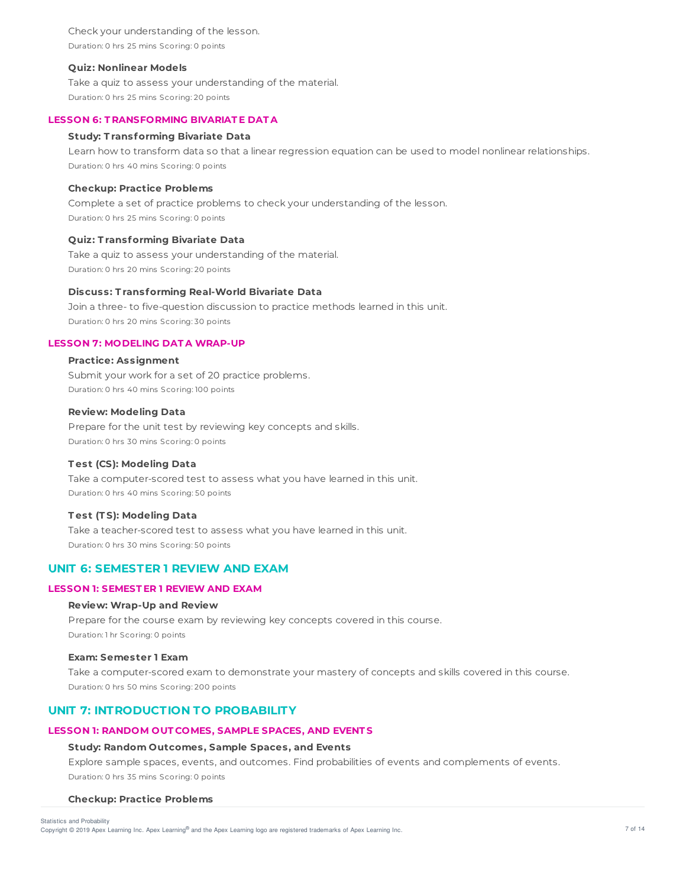Check your understanding of the lesson.

Duration: 0 hrs 25 mins Scoring: 0 points

**Quiz: Nonlinear Models**

Take a quiz to assess your understanding of the material.

Duration: 0 hrs 25 mins Scoring: 20 points

#### LESSON 6: TRANSFORMING BIVARIATE DATA

**Study: Transforming Bivariate Data**

Learn how to transform data so that a linear regression equation can be used to model nonlinear relationships.

Duration: 0 hrs 40 mins Scoring: 0 points

**Checkup: Practice Problems**

Complete a set of practice problems to check your understanding of the lesson.

Duration: 0 hrs 25 mins Scoring: 0 points

**Quiz: Transforming Bivariate Data**

Take a quiz to assess your understanding of the material.

Duration: 0 hrs 20 mins Scoring: 20 points

**Discuss: Transforming Real-World Bivariate Data**

Join a three- to five-question discussion to practice methods learned in this unit.

Duration: 0 hrs 20 mins Scoring: 30 points

#### LESSON 7: MODELING DATA WRAP-UP

**Practice: Assignment**

Submit your work for a set of 20 practice problems.

Duration: 0 hrs 40 mins Scoring: 100 points

**Review: Modeling Data**

Prepare for the unit test by reviewing key concepts and skills.

Duration: 0 hrs 30 mins Scoring: 0 points

**Test (CS): Modeling Data**

Take a computer-scored test to assess what you have learned in this unit.

Duration: 0 hrs 40 mins Scoring: 50 points

**Test (TS): Modeling Data**

Take a teacher-scored test to assess what you have learned in this unit.

Duration: 0 hrs 30 mins Scoring: 50 points

### UNIT 6: SEMESTER 1 REVIEW AND EXAM

#### LESSON 1: SEMESTER 1 REVIEW AND EXAM

**Review: Wrap-Up and Review**

Prepare for the course exam by reviewing key concepts covered in this course.

Duration: 1 hr Scoring: 0 points

**Exam: Semester 1 Exam**

Take a computer-scored exam to demonstrate your mastery of concepts and skills covered in this course.

Duration: 0 hrs 50 mins Scoring: 200 points

### UNIT 7: INTRODUCTION TO PROBABILITY

#### LESSON 1: RANDOM OUTCOMES, SAMPLE SPACES, AND EVENTS

**Study: Random Outcomes, Sample Spaces, and Events**

Explore sample spaces, events, and outcomes. Find probabilities of events and complements of events.

Duration: 0 hrs 35 mins Scoring: 0 points

**Checkup: Practice Problems**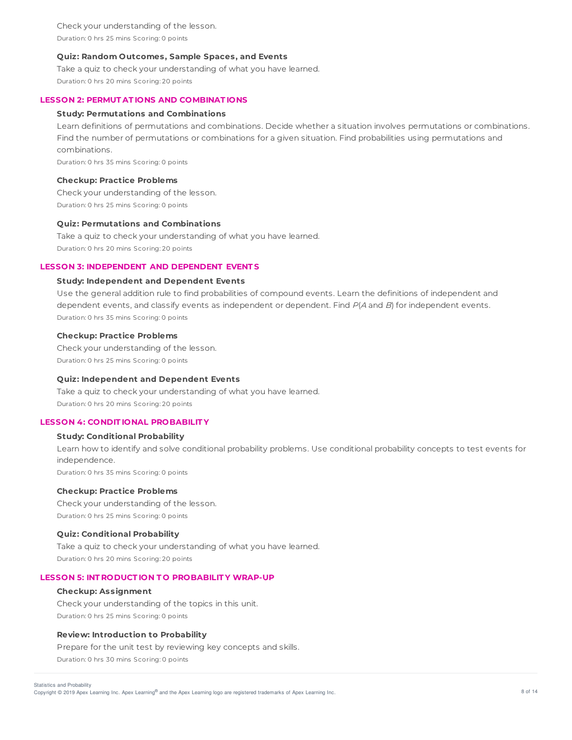Check your understanding of the lesson.

Duration: 0 hrs 25 mins Scoring: 0 points

**Quiz: Random Outcomes, Sample Spaces, and Events**

Take a quiz to check your understanding of what you have learned.

Duration: 0 hrs 20 mins Scoring: 20 points

## LESSON 2: PERMUTATIONS AND COMBINATIONS

**Study: Permutations and Combinations**

Learn definitions of permutations and combinations. Decide whether a situation involves permutations or combinations. Find the number of permutations or combinations for a given situation. Find probabilities using permutations and combinations.

Duration: 0 hrs 35 mins Scoring: 0 points

**Checkup: Practice Problems**

Check your understanding of the lesson.

Duration: 0 hrs 25 mins Scoring: 0 points

**Quiz: Permutations and Combinations**

Take a quiz to check your understanding of what you have learned.

Duration: 0 hrs 20 mins Scoring: 20 points

## LESSON 3: INDEPENDENT AND DEPENDENT EVENTS

**Study: Independent and Dependent Events**

Use the general addition rule to find probabilities of compound events. Learn the definitions of independent and dependent events, and classify events as independent or dependent. Find $P(A \text{ and } B)$ for independent events.

Duration: 0 hrs 35 mins Scoring: 0 points

**Checkup: Practice Problems**

Check your understanding of the lesson.

Duration: 0 hrs 25 mins Scoring: 0 points

**Quiz: Independent and Dependent Events**

Take a quiz to check your understanding of what you have learned.

Duration: 0 hrs 20 mins Scoring: 20 points

## LESSON 4: CONDITIONAL PROBABILITY

**Study: Conditional Probability**

Learn how to identify and solve conditional probability problems. Use conditional probability concepts to test events for independence.

Duration: 0 hrs 35 mins Scoring: 0 points

**Checkup: Practice Problems**

Check your understanding of the lesson.

Duration: 0 hrs 25 mins Scoring: 0 points

**Quiz: Conditional Probability**

Take a quiz to check your understanding of what you have learned.

Duration: 0 hrs 20 mins Scoring: 20 points

## LESSON 5: INTRODUCTION TO PROBABILITY WRAP-UP

**Checkup: Assignment**

Check your understanding of the topics in this unit.

Duration: 0 hrs 25 mins Scoring: 0 points

**Review: Introduction to Probability**

Prepare for the unit test by reviewing key concepts and skills.

Duration: 0 hrs 30 mins Scoring: 0 points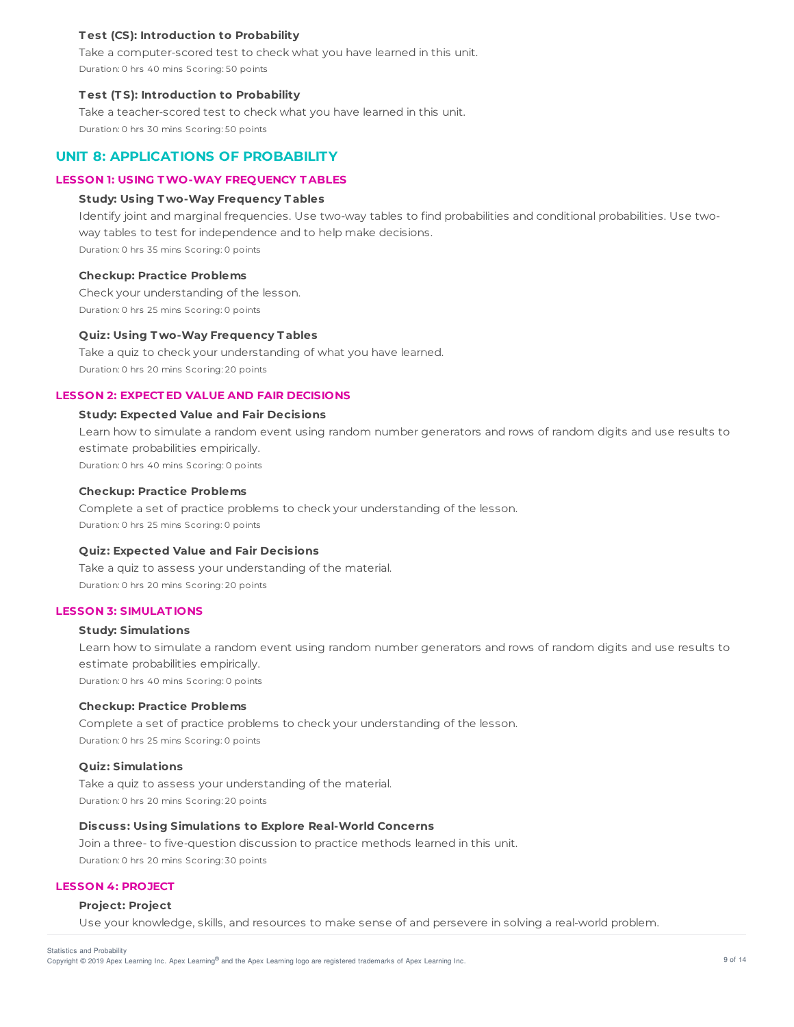#### Test (CS): Introduction to Probability

Take a computer-scored test to check what you have learned in this unit.

Duration: 0 hrs 40 mins Scoring: 50 points

#### Test (TS): Introduction to Probability

Take a teacher-scored test to check what you have learned in this unit.

Duration: 0 hrs 30 mins Scoring: 50 points

## UNIT 8: APPLICATIONS OF PROBABILITY

### LESSON 1: USING TWO-WAY FREQUENCY TABLES

#### Study: Using Two-Way Frequency Tables

Identify joint and marginal frequencies. Use two-way tables to find probabilities and conditional probabilities. Use two-way tables to test for independence and to help make decisions.

Duration: 0 hrs 35 mins Scoring: 0 points

#### Checkup: Practice Problems

Check your understanding of the lesson.

Duration: 0 hrs 25 mins Scoring: 0 points

#### Quiz: Using Two-Way Frequency Tables

Take a quiz to check your understanding of what you have learned.

Duration: 0 hrs 20 mins Scoring: 20 points

### LESSON 2: EXPECTED VALUE AND FAIR DECISIONS

#### Study: Expected Value and Fair Decisions

Learn how to simulate a random event using random number generators and rows of random digits and use results to estimate probabilities empirically.

Duration: 0 hrs 40 mins Scoring: 0 points

#### Checkup: Practice Problems

Complete a set of practice problems to check your understanding of the lesson.

Duration: 0 hrs 25 mins Scoring: 0 points

#### Quiz: Expected Value and Fair Decisions

Take a quiz to assess your understanding of the material.

Duration: 0 hrs 20 mins Scoring: 20 points

### LESSON 3: SIMULATIONS

#### Study: Simulations

Learn how to simulate a random event using random number generators and rows of random digits and use results to estimate probabilities empirically.

Duration: 0 hrs 40 mins Scoring: 0 points

#### Checkup: Practice Problems

Complete a set of practice problems to check your understanding of the lesson.

Duration: 0 hrs 25 mins Scoring: 0 points

#### Quiz: Simulations

Take a quiz to assess your understanding of the material.

Duration: 0 hrs 20 mins Scoring: 20 points

#### Discuss: Using Simulations to Explore Real-World Concerns

Join a three- to five-question discussion to practice methods learned in this unit.

Duration: 0 hrs 20 mins Scoring: 30 points

### LESSON 4: PROJECT

#### Project: Project

Use your knowledge, skills, and resources to make sense of and persevere in solving a real-world problem.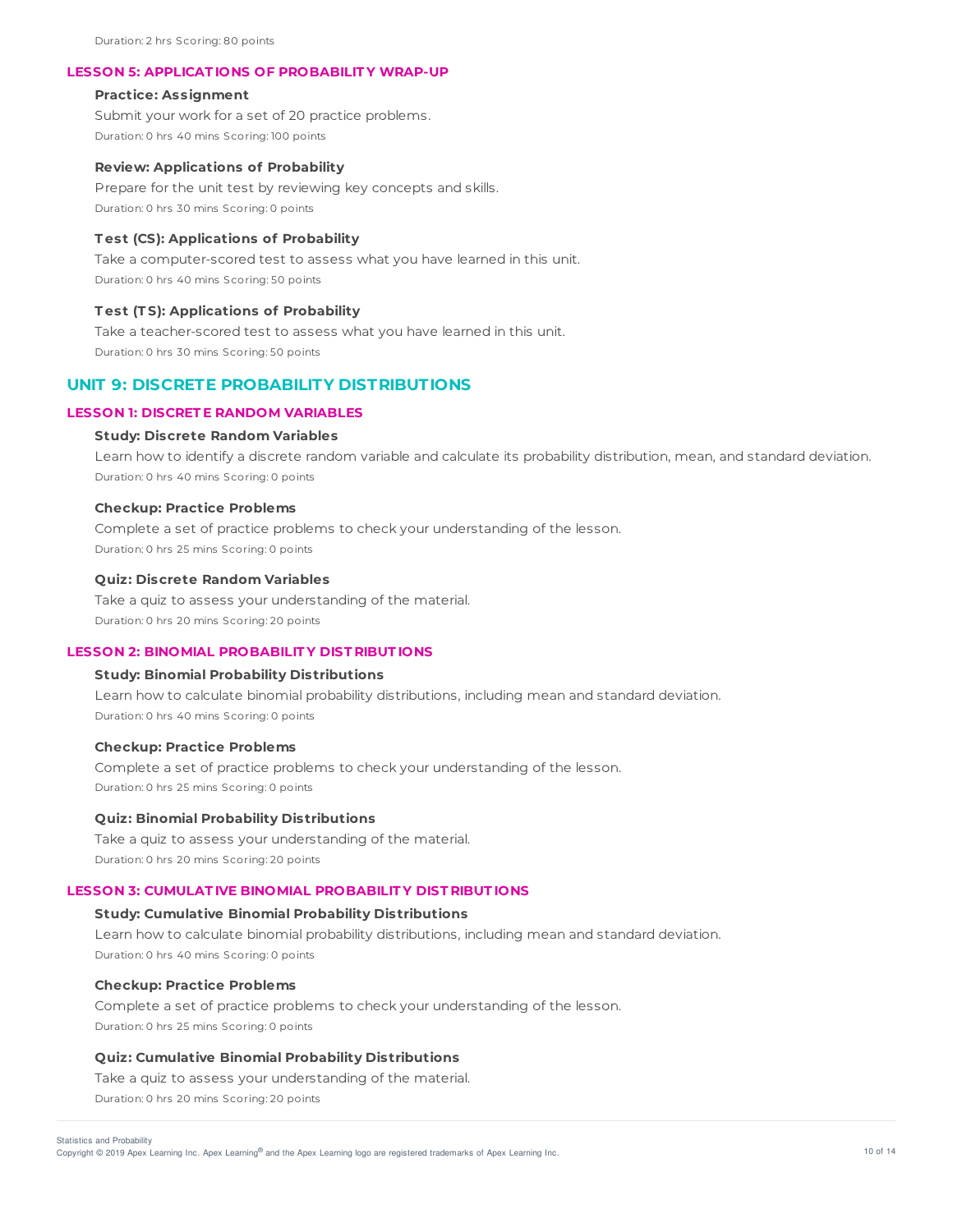Duration: 2 hrs Scoring: 80 points

### LESSON 5: APPLICATIONS OF PROBABILITY WRAP-UP

**Practice: Assignment**

Submit your work for a set of 20 practice problems.

Duration: 0 hrs 40 mins Scoring: 100 points

**Review: Applications of Probability**

Prepare for the unit test by reviewing key concepts and skills.

Duration: 0 hrs 30 mins Scoring: 0 points

**Test (CS): Applications of Probability**

Take a computer-scored test to assess what you have learned in this unit.

Duration: 0 hrs 40 mins Scoring: 50 points

**Test (TS): Applications of Probability**

Take a teacher-scored test to assess what you have learned in this unit.

Duration: 0 hrs 30 mins Scoring: 50 points

## UNIT 9: DISCRETE PROBABILITY DISTRIBUTIONS

### LESSON 1: DISCRETE RANDOM VARIABLES

**Study: Discrete Random Variables**

Learn how to identify a discrete random variable and calculate its probability distribution, mean, and standard deviation.

Duration: 0 hrs 40 mins Scoring: 0 points

**Checkup: Practice Problems**

Complete a set of practice problems to check your understanding of the lesson.

Duration: 0 hrs 25 mins Scoring: 0 points

**Quiz: Discrete Random Variables**

Take a quiz to assess your understanding of the material.

Duration: 0 hrs 20 mins Scoring: 20 points

### LESSON 2: BINOMIAL PROBABILITY DISTRIBUTIONS

**Study: Binomial Probability Distributions**

Learn how to calculate binomial probability distributions, including mean and standard deviation.

Duration: 0 hrs 40 mins Scoring: 0 points

**Checkup: Practice Problems**

Complete a set of practice problems to check your understanding of the lesson.

Duration: 0 hrs 25 mins Scoring: 0 points

**Quiz: Binomial Probability Distributions**

Take a quiz to assess your understanding of the material.

Duration: 0 hrs 20 mins Scoring: 20 points

### LESSON 3: CUMULATIVE BINOMIAL PROBABILITY DISTRIBUTIONS

**Study: Cumulative Binomial Probability Distributions**

Learn how to calculate binomial probability distributions, including mean and standard deviation.

Duration: 0 hrs 40 mins Scoring: 0 points

**Checkup: Practice Problems**

Complete a set of practice problems to check your understanding of the lesson.

Duration: 0 hrs 25 mins Scoring: 0 points

**Quiz: Cumulative Binomial Probability Distributions**

Take a quiz to assess your understanding of the material.

Duration: 0 hrs 20 mins Scoring: 20 points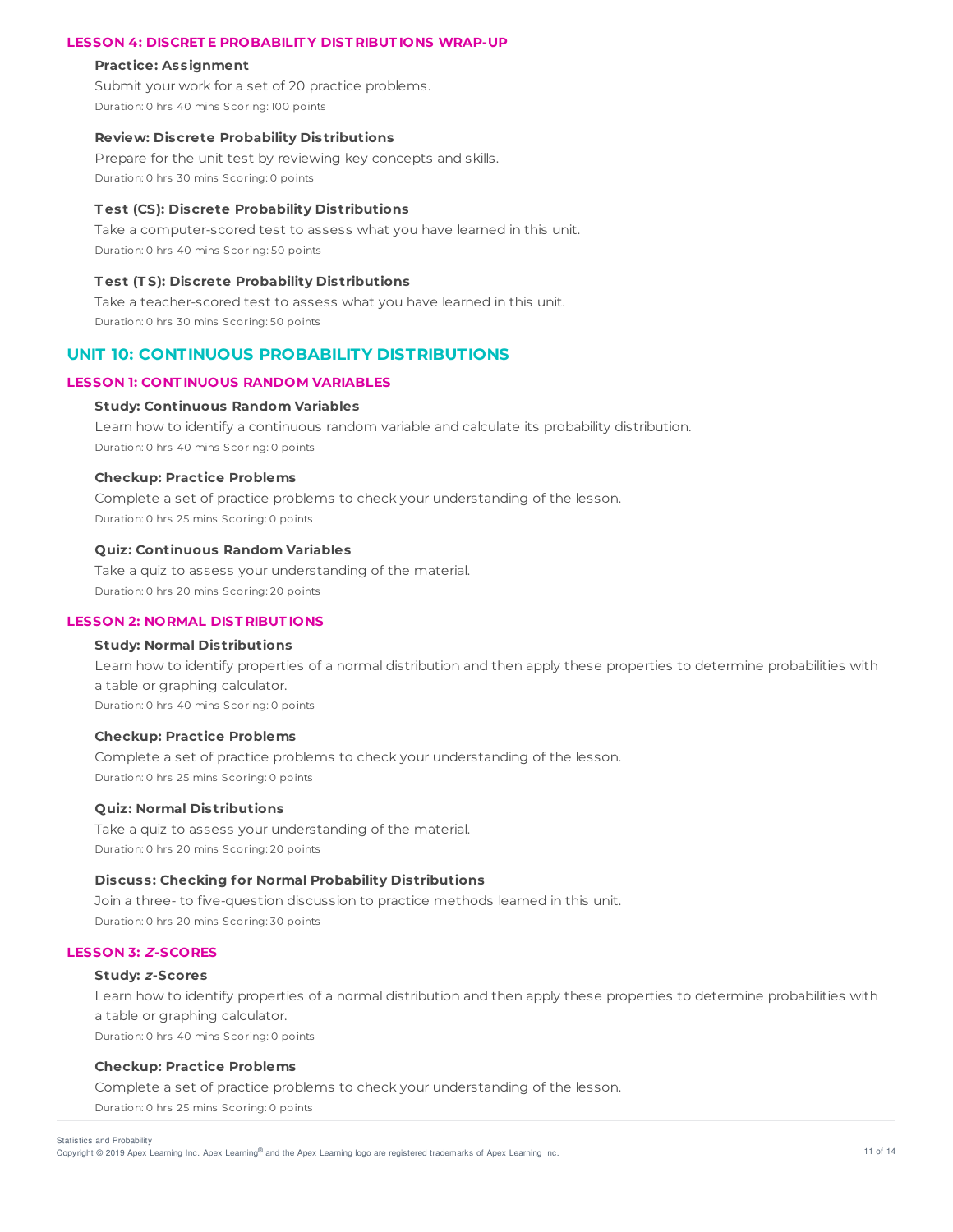### LESSON 4: DISCRETE PROBABILITY DISTRIBUTIONS WRAP-UP

**Practice: Assignment**

Submit your work for a set of 20 practice problems.

Duration: 0 hrs 40 mins Scoring: 100 points

**Review: Discrete Probability Distributions**

Prepare for the unit test by reviewing key concepts and skills.

Duration: 0 hrs 30 mins Scoring: 0 points

**Test (CS): Discrete Probability Distributions**

Take a computer-scored test to assess what you have learned in this unit.

Duration: 0 hrs 40 mins Scoring: 50 points

**Test (TS): Discrete Probability Distributions**

Take a teacher-scored test to assess what you have learned in this unit.

Duration: 0 hrs 30 mins Scoring: 50 points

## UNIT 10: CONTINUOUS PROBABILITY DISTRIBUTIONS

### LESSON 1: CONTINUOUS RANDOM VARIABLES

**Study: Continuous Random Variables**

Learn how to identify a continuous random variable and calculate its probability distribution.

Duration: 0 hrs 40 mins Scoring: 0 points

**Checkup: Practice Problems**

Complete a set of practice problems to check your understanding of the lesson.

Duration: 0 hrs 25 mins Scoring: 0 points

**Quiz: Continuous Random Variables**

Take a quiz to assess your understanding of the material.

Duration: 0 hrs 20 mins Scoring: 20 points

### LESSON 2: NORMAL DISTRIBUTIONS

**Study: Normal Distributions**

Learn how to identify properties of a normal distribution and then apply these properties to determine probabilities with a table or graphing calculator.

Duration: 0 hrs 40 mins Scoring: 0 points

**Checkup: Practice Problems**

Complete a set of practice problems to check your understanding of the lesson.

Duration: 0 hrs 25 mins Scoring: 0 points

**Quiz: Normal Distributions**

Take a quiz to assess your understanding of the material.

Duration: 0 hrs 20 mins Scoring: 20 points

**Discuss: Checking for Normal Probability Distributions**

Join a three- to five-question discussion to practice methods learned in this unit.

Duration: 0 hrs 20 mins Scoring: 30 points

### LESSON 3: *Z*-SCORES

**Study: *z*-Scores**

Learn how to identify properties of a normal distribution and then apply these properties to determine probabilities with a table or graphing calculator.

Duration: 0 hrs 40 mins Scoring: 0 points

**Checkup: Practice Problems**

Complete a set of practice problems to check your understanding of the lesson.

Duration: 0 hrs 25 mins Scoring: 0 points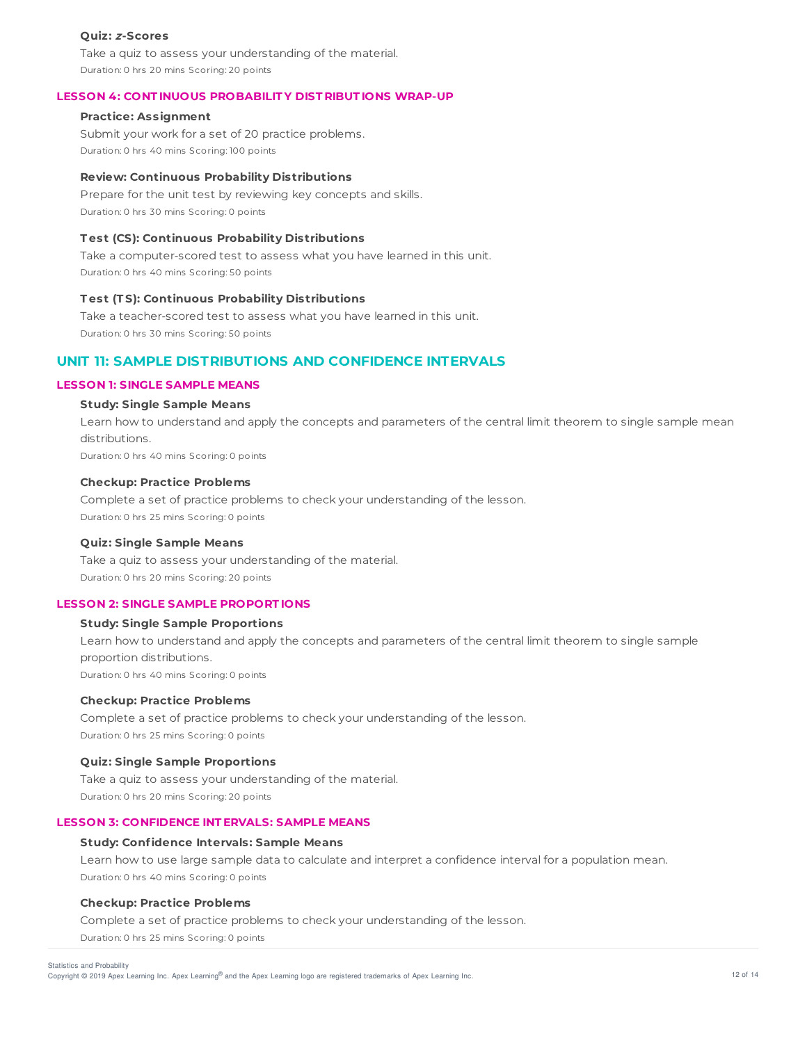#### Quiz: *z*-Scores

Take a quiz to assess your understanding of the material.

Duration: 0 hrs 20 mins Scoring: 20 points

### LESSON 4: CONTINUOUS PROBABILITY DISTRIBUTIONS WRAP-UP

#### Practice: Assignment

Submit your work for a set of 20 practice problems.

Duration: 0 hrs 40 mins Scoring: 100 points

#### Review: Continuous Probability Distributions

Prepare for the unit test by reviewing key concepts and skills.

Duration: 0 hrs 30 mins Scoring: 0 points

#### Test (CS): Continuous Probability Distributions

Take a computer-scored test to assess what you have learned in this unit.

Duration: 0 hrs 40 mins Scoring: 50 points

#### Test (TS): Continuous Probability Distributions

Take a teacher-scored test to assess what you have learned in this unit.

Duration: 0 hrs 30 mins Scoring: 50 points

## UNIT 11: SAMPLE DISTRIBUTIONS AND CONFIDENCE INTERVALS

### LESSON 1: SINGLE SAMPLE MEANS

#### Study: Single Sample Means

Learn how to understand and apply the concepts and parameters of the central limit theorem to single sample mean distributions.

Duration: 0 hrs 40 mins Scoring: 0 points

#### Checkup: Practice Problems

Complete a set of practice problems to check your understanding of the lesson.

Duration: 0 hrs 25 mins Scoring: 0 points

#### Quiz: Single Sample Means

Take a quiz to assess your understanding of the material.

Duration: 0 hrs 20 mins Scoring: 20 points

### LESSON 2: SINGLE SAMPLE PROPORTIONS

#### Study: Single Sample Proportions

Learn how to understand and apply the concepts and parameters of the central limit theorem to single sample proportion distributions.

Duration: 0 hrs 40 mins Scoring: 0 points

#### Checkup: Practice Problems

Complete a set of practice problems to check your understanding of the lesson.

Duration: 0 hrs 25 mins Scoring: 0 points

#### Quiz: Single Sample Proportions

Take a quiz to assess your understanding of the material.

Duration: 0 hrs 20 mins Scoring: 20 points

### LESSON 3: CONFIDENCE INTERVALS: SAMPLE MEANS

#### Study: Confidence Intervals: Sample Means

Learn how to use large sample data to calculate and interpret a confidence interval for a population mean.

Duration: 0 hrs 40 mins Scoring: 0 points

#### Checkup: Practice Problems

Complete a set of practice problems to check your understanding of the lesson.

Duration: 0 hrs 25 mins Scoring: 0 points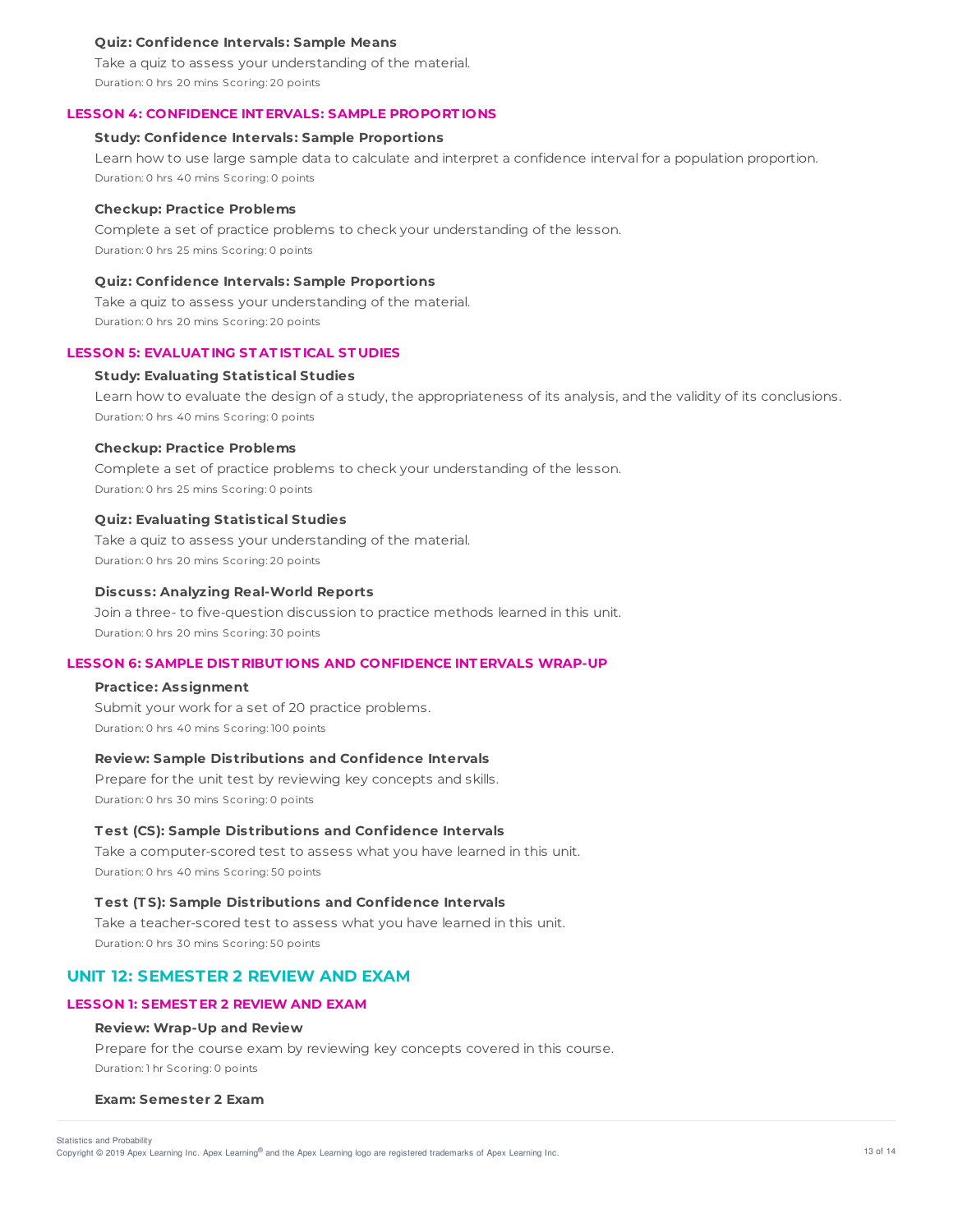**Quiz: Confidence Intervals: Sample Means**

Take a quiz to assess your understanding of the material.

Duration: 0 hrs 20 mins Scoring: 20 points

### LESSON 4: CONFIDENCE INTERVALS: SAMPLE PROPORTIONS

**Study: Confidence Intervals: Sample Proportions**

Learn how to use large sample data to calculate and interpret a confidence interval for a population proportion.

Duration: 0 hrs 40 mins Scoring: 0 points

**Checkup: Practice Problems**

Complete a set of practice problems to check your understanding of the lesson.

Duration: 0 hrs 25 mins Scoring: 0 points

**Quiz: Confidence Intervals: Sample Proportions**

Take a quiz to assess your understanding of the material.

Duration: 0 hrs 20 mins Scoring: 20 points

### LESSON 5: EVALUATING STATISTICAL STUDIES

**Study: Evaluating Statistical Studies**

Learn how to evaluate the design of a study, the appropriateness of its analysis, and the validity of its conclusions.

Duration: 0 hrs 40 mins Scoring: 0 points

**Checkup: Practice Problems**

Complete a set of practice problems to check your understanding of the lesson.

Duration: 0 hrs 25 mins Scoring: 0 points

**Quiz: Evaluating Statistical Studies**

Take a quiz to assess your understanding of the material.

Duration: 0 hrs 20 mins Scoring: 20 points

**Discuss: Analyzing Real-World Reports**

Join a three- to five-question discussion to practice methods learned in this unit.

Duration: 0 hrs 20 mins Scoring: 30 points

### LESSON 6: SAMPLE DISTRIBUTIONS AND CONFIDENCE INTERVALS WRAP-UP

**Practice: Assignment**

Submit your work for a set of 20 practice problems.

Duration: 0 hrs 40 mins Scoring: 100 points

**Review: Sample Distributions and Confidence Intervals**

Prepare for the unit test by reviewing key concepts and skills.

Duration: 0 hrs 30 mins Scoring: 0 points

**Test (CS): Sample Distributions and Confidence Intervals**

Take a computer-scored test to assess what you have learned in this unit.

Duration: 0 hrs 40 mins Scoring: 50 points

**Test (TS): Sample Distributions and Confidence Intervals**

Take a teacher-scored test to assess what you have learned in this unit.

Duration: 0 hrs 30 mins Scoring: 50 points

## UNIT 12: SEMESTER 2 REVIEW AND EXAM

### LESSON 1: SEMESTER 2 REVIEW AND EXAM

**Review: Wrap-Up and Review**

Prepare for the course exam by reviewing key concepts covered in this course.

Duration: 1 hr Scoring: 0 points

**Exam: Semester 2 Exam**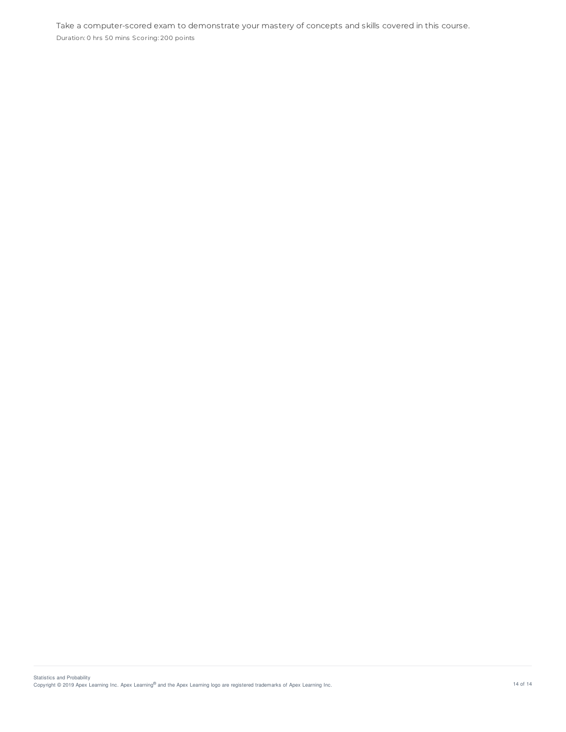Take a computer-scored exam to demonstrate your mastery of concepts and skills covered in this course.

Duration: 0 hrs 50 mins Scoring: 200 points